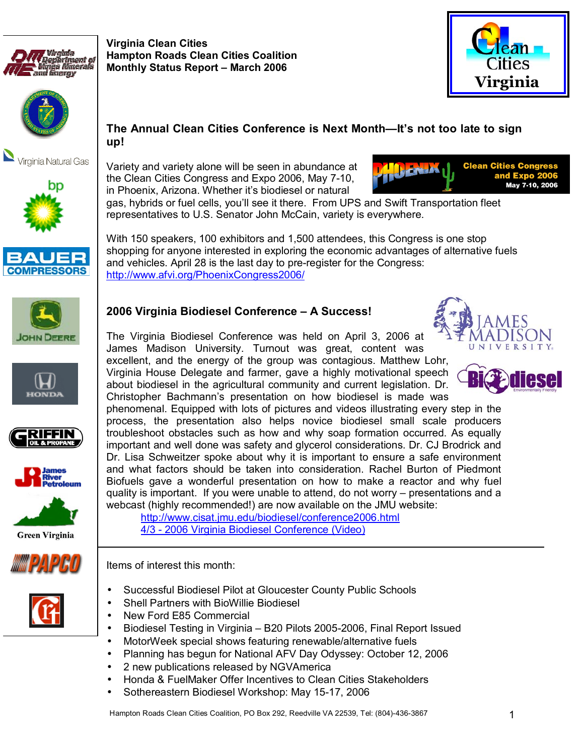**Virginia Clean Cities**
**Hampton Roads Clean Cities Coalition**
**Monthly Status Report – March 2006**

## The Annual Clean Cities Conference is Next Month—It's not too late to sign up!

Variety and variety alone will be seen in abundance at the Clean Cities Congress and Expo 2006, May 7-10, in Phoenix, Arizona. Whether it's biodiesel or natural gas, hybrids or fuel cells, you'll see it there. From UPS and Swift Transportation fleet representatives to U.S. Senator John McCain, variety is everywhere.

With 150 speakers, 100 exhibitors and 1,500 attendees, this Congress is one stop shopping for anyone interested in exploring the economic advantages of alternative fuels and vehicles. April 28 is the last day to pre-register for the Congress: http://www.afvi.org/PhoenixCongress2006/

## 2006 Virginia Biodiesel Conference – A Success!

The Virginia Biodiesel Conference was held on April 3, 2006 at James Madison University. Turnout was great, content was excellent, and the energy of the group was contagious. Matthew Lohr, Virginia House Delegate and farmer, gave a highly motivational speech about biodiesel in the agricultural community and current legislation. Dr. Christopher Bachmann's presentation on how biodiesel is made was phenomenal. Equipped with lots of pictures and videos illustrating every step in the process, the presentation also helps novice biodiesel small scale producers troubleshoot obstacles such as how and why soap formation occurred. As equally important and well done was safety and glycerol considerations. Dr. CJ Brodrick and Dr. Lisa Schweitzer spoke about why it is important to ensure a safe environment and what factors should be taken into consideration. Rachel Burton of Piedmont Biofuels gave a wonderful presentation on how to make a reactor and why fuel quality is important. If you were unable to attend, do not worry – presentations and a webcast (highly recommended!) are now available on the JMU website:

http://www.cisat.jmu.edu/biodiesel/conference2006.html
4/3 - 2006 Virginia Biodiesel Conference (Video)

Items of interest this month:

- Successful Biodiesel Pilot at Gloucester County Public Schools
- Shell Partners with BioWillie Biodiesel
- New Ford E85 Commercial
- Biodiesel Testing in Virginia – B20 Pilots 2005-2006, Final Report Issued
- MotorWeek special shows featuring renewable/alternative fuels
- Planning has begun for National AFV Day Odyssey: October 12, 2006
- 2 new publications released by NGVAmerica
- Honda & FuelMaker Offer Incentives to Clean Cities Stakeholders
- Sothereastern Biodiesel Workshop: May 15-17, 2006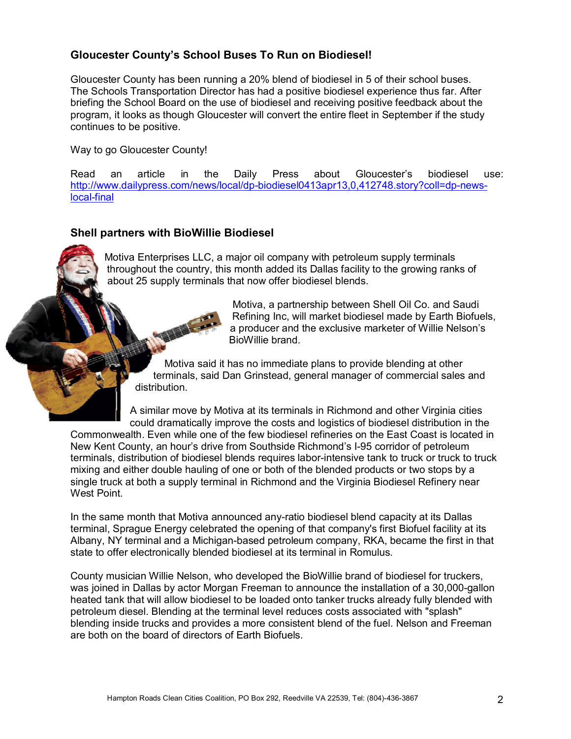## Gloucester County's School Buses To Run on Biodiesel!

Gloucester County has been running a 20% blend of biodiesel in 5 of their school buses. The Schools Transportation Director has had a positive biodiesel experience thus far. After briefing the School Board on the use of biodiesel and receiving positive feedback about the program, it looks as though Gloucester will convert the entire fleet in September if the study continues to be positive.

Way to go Gloucester County!

Read an article in the Daily Press about Gloucester's biodiesel use: [http://www.dailypress.com/news/local/dp-biodiesel0413apr13,0,412748.story?coll=dp-news-local-final](http://www.dailypress.com/news/local/dp-biodiesel0413apr13,0,412748.story?coll=dp-news-local-final)

## Shell partners with BioWillie Biodiesel

Motiva Enterprises LLC, a major oil company with petroleum supply terminals throughout the country, this month added its Dallas facility to the growing ranks of about 25 supply terminals that now offer biodiesel blends.

Motiva, a partnership between Shell Oil Co. and Saudi Refining Inc, will market biodiesel made by Earth Biofuels, a producer and the exclusive marketer of Willie Nelson's BioWillie brand.

Motiva said it has no immediate plans to provide blending at other terminals, said Dan Grinstead, general manager of commercial sales and distribution.

A similar move by Motiva at its terminals in Richmond and other Virginia cities could dramatically improve the costs and logistics of biodiesel distribution in the Commonwealth. Even while one of the few biodiesel refineries on the East Coast is located in New Kent County, an hour's drive from Southside Richmond's I-95 corridor of petroleum terminals, distribution of biodiesel blends requires labor-intensive tank to truck or truck to truck mixing and either double hauling of one or both of the blended products or two stops by a single truck at both a supply terminal in Richmond and the Virginia Biodiesel Refinery near West Point.

In the same month that Motiva announced any-ratio biodiesel blend capacity at its Dallas terminal, Sprague Energy celebrated the opening of that company's first Biofuel facility at its Albany, NY terminal and a Michigan-based petroleum company, RKA, became the first in that state to offer electronically blended biodiesel at its terminal in Romulus.

County musician Willie Nelson, who developed the BioWillie brand of biodiesel for truckers, was joined in Dallas by actor Morgan Freeman to announce the installation of a 30,000-gallon heated tank that will allow biodiesel to be loaded onto tanker trucks already fully blended with petroleum diesel. Blending at the terminal level reduces costs associated with "splash" blending inside trucks and provides a more consistent blend of the fuel. Nelson and Freeman are both on the board of directors of Earth Biofuels.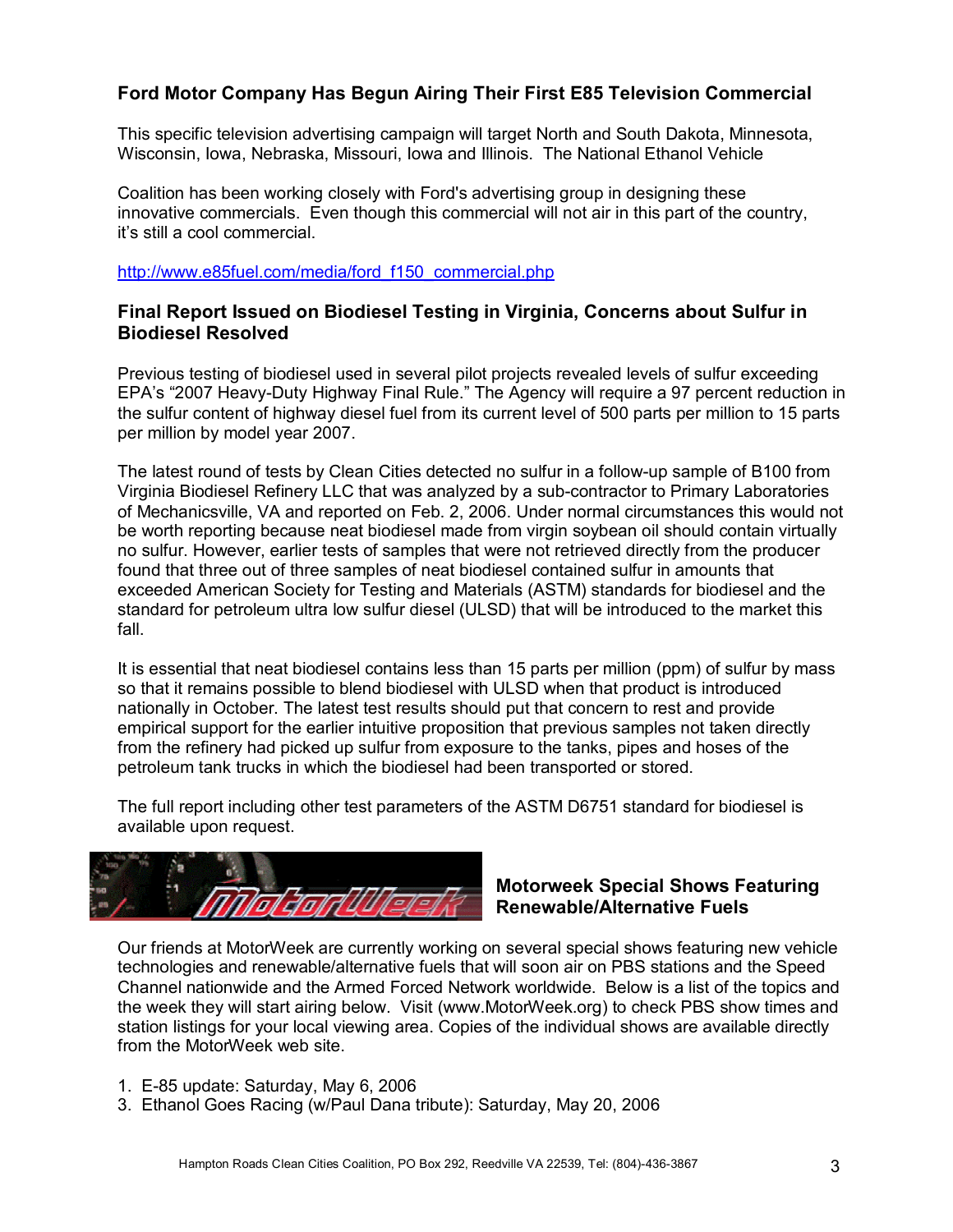## Ford Motor Company Has Begun Airing Their First E85 Television Commercial

This specific television advertising campaign will target North and South Dakota, Minnesota, Wisconsin, Iowa, Nebraska, Missouri, Iowa and Illinois. The National Ethanol Vehicle

Coalition has been working closely with Ford's advertising group in designing these innovative commercials. Even though this commercial will not air in this part of the country, it's still a cool commercial.

http://www.e85fuel.com/media/ford_f150_commercial.php

## Final Report Issued on Biodiesel Testing in Virginia, Concerns about Sulfur in Biodiesel Resolved

Previous testing of biodiesel used in several pilot projects revealed levels of sulfur exceeding EPA's "2007 Heavy-Duty Highway Final Rule." The Agency will require a 97 percent reduction in the sulfur content of highway diesel fuel from its current level of 500 parts per million to 15 parts per million by model year 2007.

The latest round of tests by Clean Cities detected no sulfur in a follow-up sample of B100 from Virginia Biodiesel Refinery LLC that was analyzed by a sub-contractor to Primary Laboratories of Mechanicsville, VA and reported on Feb. 2, 2006. Under normal circumstances this would not be worth reporting because neat biodiesel made from virgin soybean oil should contain virtually no sulfur. However, earlier tests of samples that were not retrieved directly from the producer found that three out of three samples of neat biodiesel contained sulfur in amounts that exceeded American Society for Testing and Materials (ASTM) standards for biodiesel and the standard for petroleum ultra low sulfur diesel (ULSD) that will be introduced to the market this fall.

It is essential that neat biodiesel contains less than 15 parts per million (ppm) of sulfur by mass so that it remains possible to blend biodiesel with ULSD when that product is introduced nationally in October. The latest test results should put that concern to rest and provide empirical support for the earlier intuitive proposition that previous samples not taken directly from the refinery had picked up sulfur from exposure to the tanks, pipes and hoses of the petroleum tank trucks in which the biodiesel had been transported or stored.

The full report including other test parameters of the ASTM D6751 standard for biodiesel is available upon request.

## Motorweek Special Shows Featuring Renewable/Alternative Fuels

Our friends at MotorWeek are currently working on several special shows featuring new vehicle technologies and renewable/alternative fuels that will soon air on PBS stations and the Speed Channel nationwide and the Armed Forced Network worldwide. Below is a list of the topics and the week they will start airing below. Visit (www.MotorWeek.org) to check PBS show times and station listings for your local viewing area. Copies of the individual shows are available directly from the MotorWeek web site.

1. E-85 update: Saturday, May 6, 2006
3. Ethanol Goes Racing (w/Paul Dana tribute): Saturday, May 20, 2006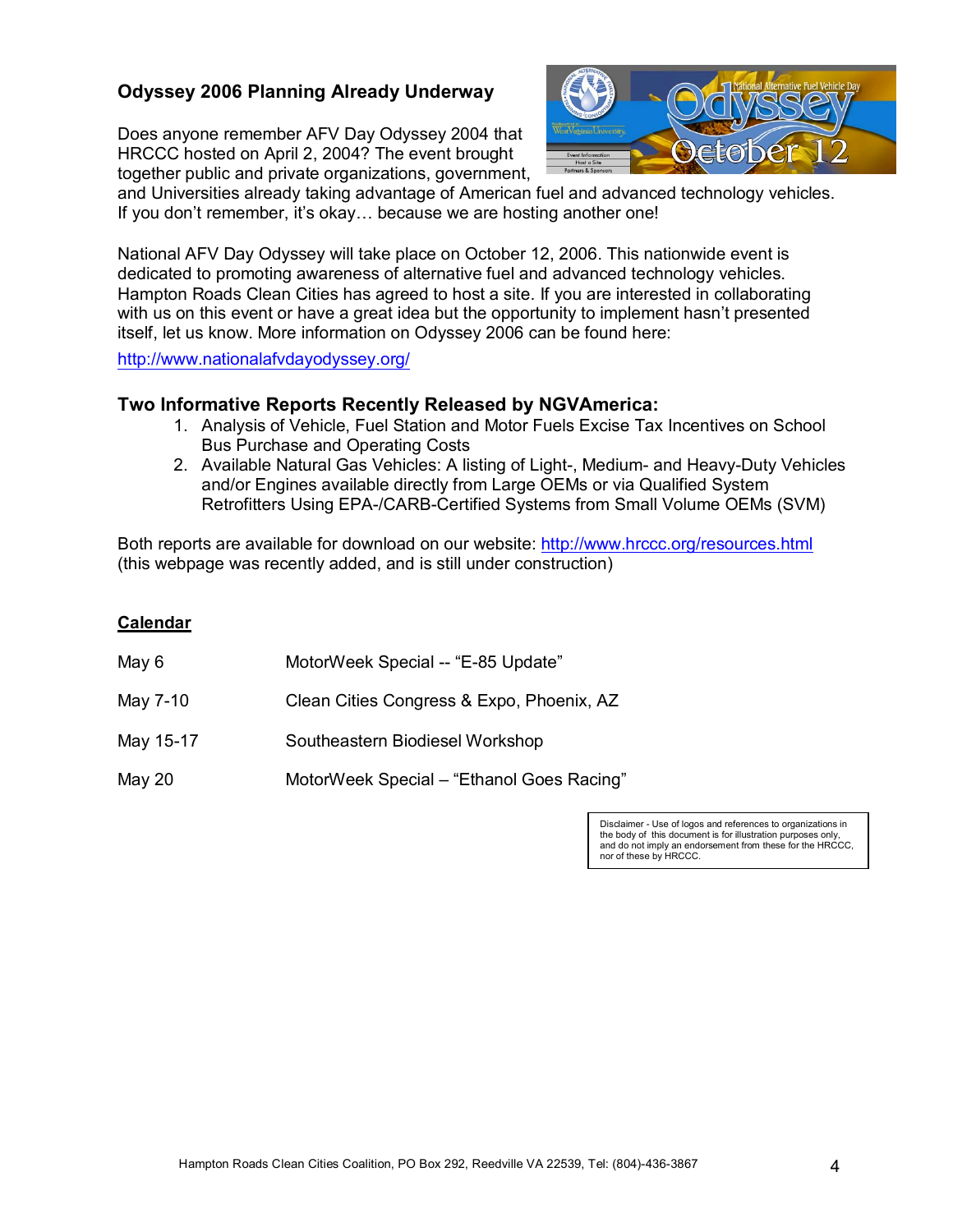## Odyssey 2006 Planning Already Underway

Does anyone remember AFV Day Odyssey 2004 that HRCCC hosted on April 2, 2004? The event brought together public and private organizations, government, and Universities already taking advantage of American fuel and advanced technology vehicles. If you don't remember, it's okay… because we are hosting another one!

National AFV Day Odyssey will take place on October 12, 2006. This nationwide event is dedicated to promoting awareness of alternative fuel and advanced technology vehicles. Hampton Roads Clean Cities has agreed to host a site. If you are interested in collaborating with us on this event or have a great idea but the opportunity to implement hasn't presented itself, let us know. More information on Odyssey 2006 can be found here:

http://www.nationalafvdayodyssey.org/

## Two Informative Reports Recently Released by NGVAmerica:

1. Analysis of Vehicle, Fuel Station and Motor Fuels Excise Tax Incentives on School Bus Purchase and Operating Costs
2. Available Natural Gas Vehicles: A listing of Light-, Medium- and Heavy-Duty Vehicles and/or Engines available directly from Large OEMs or via Qualified System Retrofitters Using EPA-/CARB-Certified Systems from Small Volume OEMs (SVM)

Both reports are available for download on our website: http://www.hrccc.org/resources.html (this webpage was recently added, and is still under construction)

## Calendar

| | |
|---|---|
| May 6 | MotorWeek Special -- "E-85 Update" |
| May 7-10 | Clean Cities Congress & Expo, Phoenix, AZ |
| May 15-17 | Southeastern Biodiesel Workshop |
| May 20 | MotorWeek Special – "Ethanol Goes Racing" |

Disclaimer - Use of logos and references to organizations in the body of this document is for illustration purposes only, and do not imply an endorsement from these for the HRCCC, nor of these by HRCCC.

Hampton Roads Clean Cities Coalition, PO Box 292, Reedville VA 22539, Tel: (804)-436-3867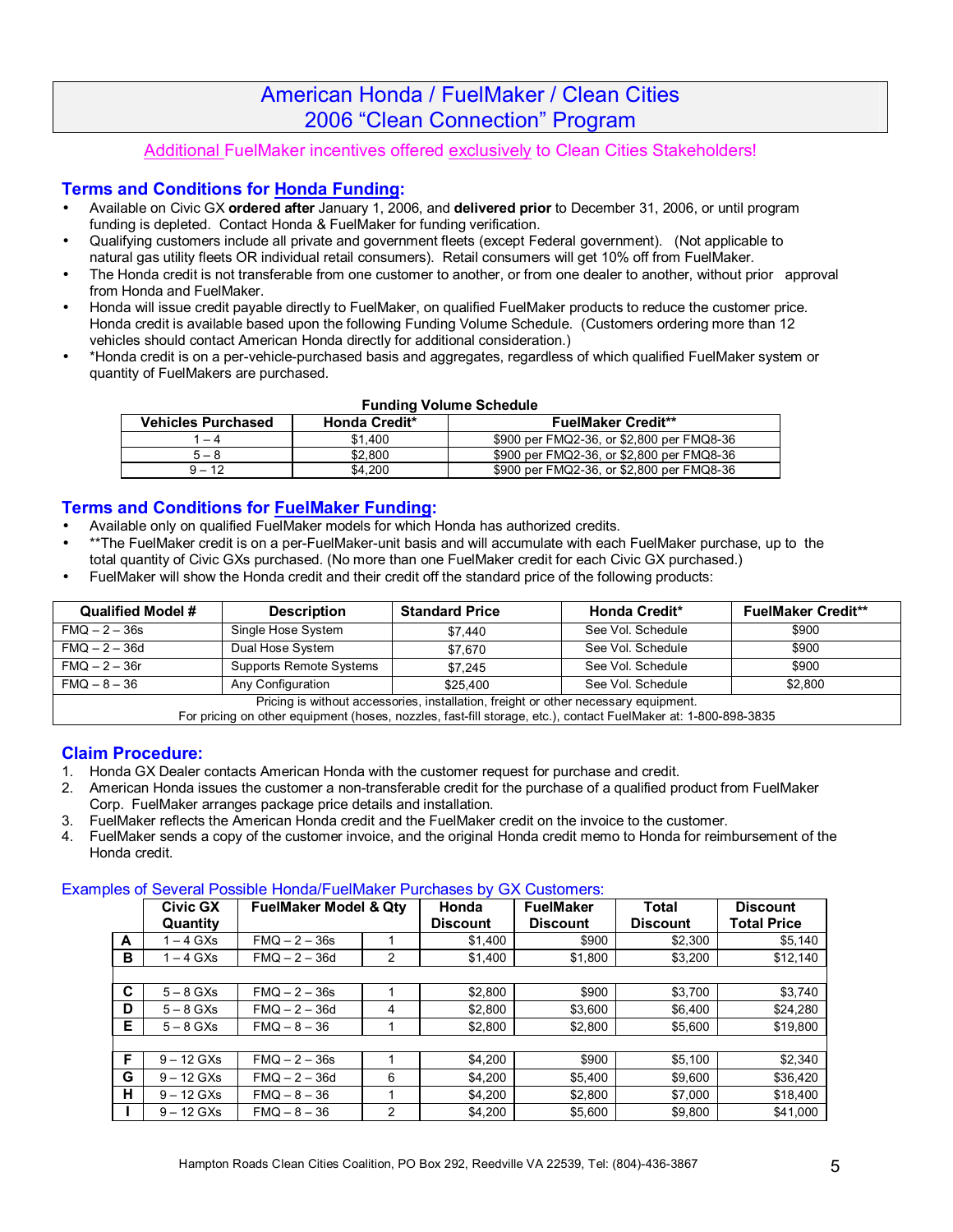# American Honda / FuelMaker / Clean Cities
# 2006 "Clean Connection" Program

Additional FuelMaker incentives offered exclusively to Clean Cities Stakeholders!

## Terms and Conditions for Honda Funding:

- Available on Civic GX **ordered after** January 1, 2006, and **delivered prior** to December 31, 2006, or until program funding is depleted. Contact Honda & FuelMaker for funding verification.
- Qualifying customers include all private and government fleets (except Federal government). (Not applicable to natural gas utility fleets OR individual retail consumers). Retail consumers will get 10% off from FuelMaker.
- The Honda credit is not transferable from one customer to another, or from one dealer to another, without prior approval from Honda and FuelMaker.
- Honda will issue credit payable directly to FuelMaker, on qualified FuelMaker products to reduce the customer price. Honda credit is available based upon the following Funding Volume Schedule. (Customers ordering more than 12 vehicles should contact American Honda directly for additional consideration.)
- *Honda credit is on a per-vehicle-purchased basis and aggregates, regardless of which qualified FuelMaker system or quantity of FuelMakers are purchased.

**Funding Volume Schedule**

| Vehicles Purchased | Honda Credit* | FuelMaker Credit** |
|---|---|---|
| 1 – 4 | $1,400 | $900 per FMQ2-36, or $2,800 per FMQ8-36 |
| 5 – 8 | $2,800 | $900 per FMQ2-36, or $2,800 per FMQ8-36 |
| 9 – 12 | $4,200 | $900 per FMQ2-36, or $2,800 per FMQ8-36 |

## Terms and Conditions for FuelMaker Funding:

- Available only on qualified FuelMaker models for which Honda has authorized credits.
- **The FuelMaker credit is on a per-FuelMaker-unit basis and will accumulate with each FuelMaker purchase, up to the total quantity of Civic GXs purchased. (No more than one FuelMaker credit for each Civic GX purchased.)
- FuelMaker will show the Honda credit and their credit off the standard price of the following products:

| Qualified Model # | Description | Standard Price | Honda Credit* | FuelMaker Credit** |
|---|---|---|---|---|
| FMQ – 2 – 36s | Single Hose System | $7,440 | See Vol. Schedule | $900 |
| FMQ – 2 – 36d | Dual Hose System | $7,670 | See Vol. Schedule | $900 |
| FMQ – 2 – 36r | Supports Remote Systems | $7,245 | See Vol. Schedule | $900 |
| FMQ – 8 – 36 | Any Configuration | $25,400 | See Vol. Schedule | $2,800 |
| Pricing is without accessories, installation, freight or other necessary equipment. For pricing on other equipment (hoses, nozzles, fast-fill storage, etc.), contact FuelMaker at: 1-800-898-3835 | | | | |

## Claim Procedure:

1. Honda GX Dealer contacts American Honda with the customer request for purchase and credit.
2. American Honda issues the customer a non-transferable credit for the purchase of a qualified product from FuelMaker Corp. FuelMaker arranges package price details and installation.
3. FuelMaker reflects the American Honda credit and the FuelMaker credit on the invoice to the customer.
4. FuelMaker sends a copy of the customer invoice, and the original Honda credit memo to Honda for reimbursement of the Honda credit.

### Examples of Several Possible Honda/FuelMaker Purchases by GX Customers:

| | Civic GX Quantity | FuelMaker Model & Qty | | Honda Discount | FuelMaker Discount | Total Discount | Discount Total Price |
|---|---|---|---|---|---|---|---|
| A | 1 – 4 GXs | FMQ – 2 – 36s | 1 | $1,400 | $900 | $2,300 | $5,140 |
| B | 1 – 4 GXs | FMQ – 2 – 36d | 2 | $1,400 | $1,800 | $3,200 | $12,140 |
| | | | | | | | |
| C | 5 – 8 GXs | FMQ – 2 – 36s | 1 | $2,800 | $900 | $3,700 | $3,740 |
| D | 5 – 8 GXs | FMQ – 2 – 36d | 4 | $2,800 | $3,600 | $6,400 | $24,280 |
| E | 5 – 8 GXs | FMQ – 8 – 36 | 1 | $2,800 | $2,800 | $5,600 | $19,800 |
| | | | | | | | |
| F | 9 – 12 GXs | FMQ – 2 – 36s | 1 | $4,200 | $900 | $5,100 | $2,340 |
| G | 9 – 12 GXs | FMQ – 2 – 36d | 6 | $4,200 | $5,400 | $9,600 | $36,420 |
| H | 9 – 12 GXs | FMQ – 8 – 36 | 1 | $4,200 | $2,800 | $7,000 | $18,400 |
| I | 9 – 12 GXs | FMQ – 8 – 36 | 2 | $4,200 | $5,600 | $9,800 | $41,000 |

Hampton Roads Clean Cities Coalition, PO Box 292, Reedville VA 22539, Tel: (804)-436-3867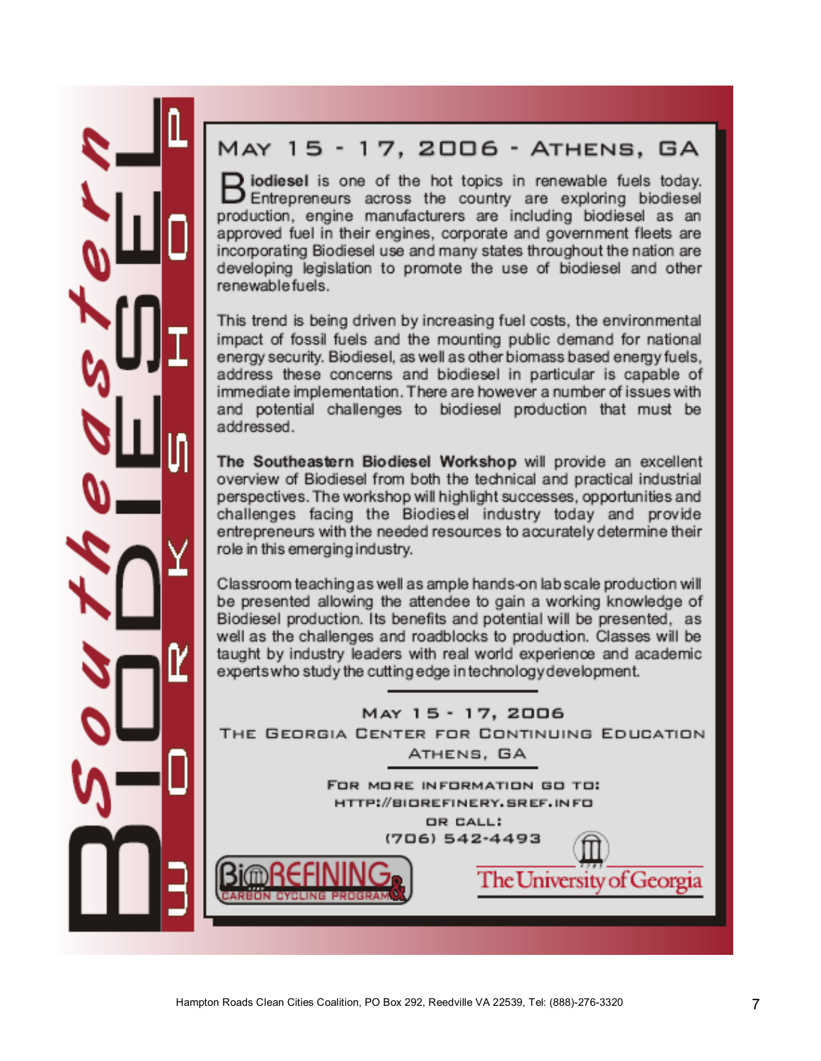# Southeastern BIODIESEL WORKSHOP

## MAY 15 - 17, 2006 - ATHENS, GA

**Biodiesel** is one of the hot topics in renewable fuels today. Entrepreneurs across the country are exploring biodiesel production, engine manufacturers are including biodiesel as an approved fuel in their engines, corporate and government fleets are incorporating Biodiesel use and many states throughout the nation are developing legislation to promote the use of biodiesel and other renewable fuels.

This trend is being driven by increasing fuel costs, the environmental impact of fossil fuels and the mounting public demand for national energy security. Biodiesel, as well as other biomass based energy fuels, address these concerns and biodiesel in particular is capable of immediate implementation. There are however a number of issues with and potential challenges to biodiesel production that must be addressed.

**The Southeastern Biodiesel Workshop** will provide an excellent overview of Biodiesel from both the technical and practical industrial perspectives. The workshop will highlight successes, opportunities and challenges facing the Biodiesel industry today and provide entrepreneurs with the needed resources to accurately determine their role in this emerging industry.

Classroom teaching as well as ample hands-on lab scale production will be presented allowing the attendee to gain a working knowledge of Biodiesel production. Its benefits and potential will be presented, as well as the challenges and roadblocks to production. Classes will be taught by industry leaders with real world experience and academic experts who study the cutting edge in technology development.

---

MAY 15 - 17, 2006

THE GEORGIA CENTER FOR CONTINUING EDUCATION

ATHENS, GA

---

FOR MORE INFORMATION GO TO:

HTTP://BIOREFINERY.SREF.INFO

OR CALL:

(706) 542-4493

BIOREFINING & CARBON CYCLING PROGRAM

The University of Georgia

Hampton Roads Clean Cities Coalition, PO Box 292, Reedville VA 22539, Tel: (888)-276-3320